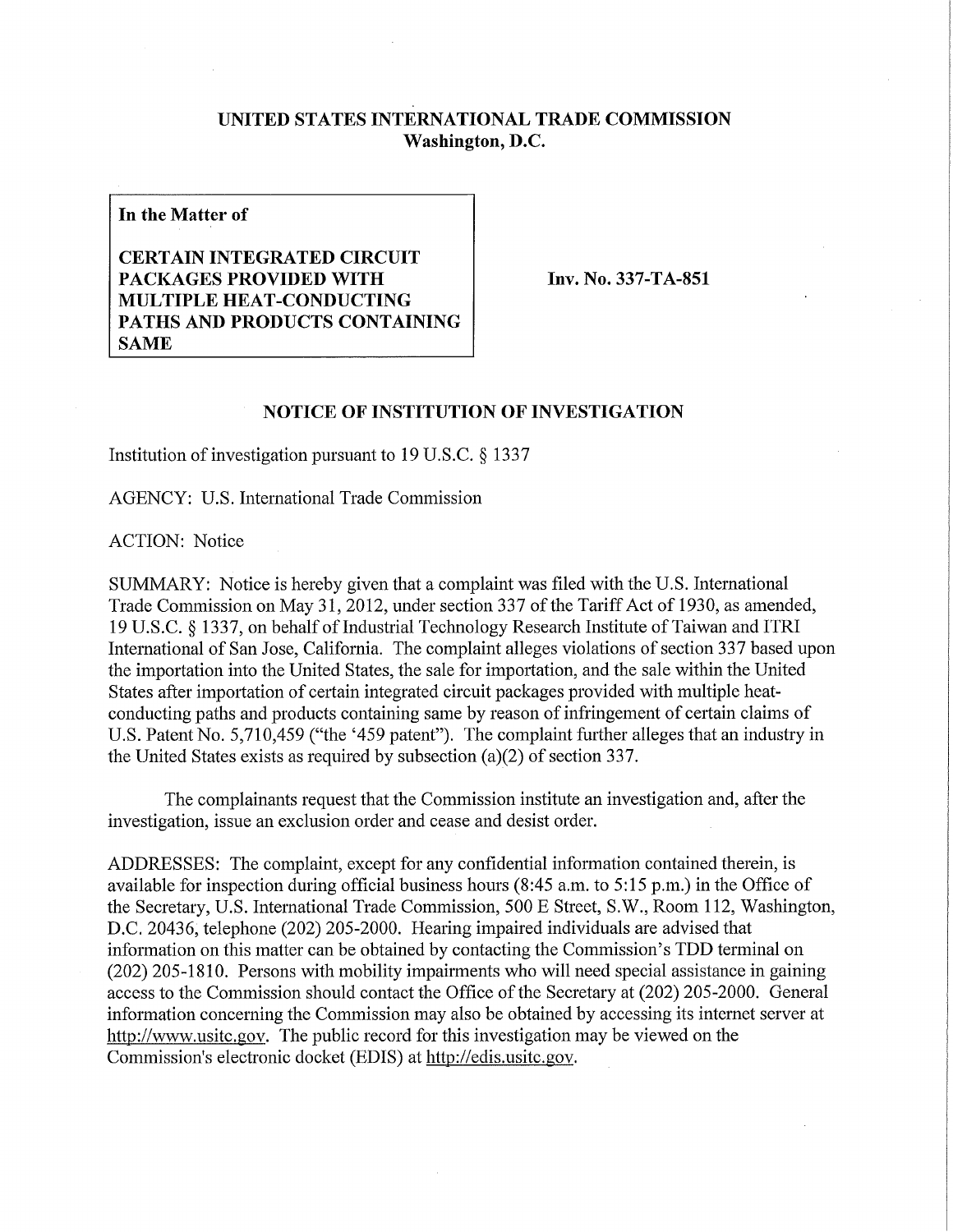# UNITED STATES INTERNATIONAL TRADE COMMISSION
## Washington, D.C.

| In the Matter of | |
|---|---|
| **CERTAIN INTEGRATED CIRCUIT PACKAGES PROVIDED WITH MULTIPLE HEAT-CONDUCTING PATHS AND PRODUCTS CONTAINING SAME** | **Inv. No. 337-TA-851** |

## NOTICE OF INSTITUTION OF INVESTIGATION

Institution of investigation pursuant to 19 U.S.C. § 1337

AGENCY: U.S. International Trade Commission

ACTION: Notice

SUMMARY: Notice is hereby given that a complaint was filed with the U.S. International Trade Commission on May 31, 2012, under section 337 of the Tariff Act of 1930, as amended, 19 U.S.C. § 1337, on behalf of Industrial Technology Research Institute of Taiwan and ITRI International of San Jose, California. The complaint alleges violations of section 337 based upon the importation into the United States, the sale for importation, and the sale within the United States after importation of certain integrated circuit packages provided with multiple heat-conducting paths and products containing same by reason of infringement of certain claims of U.S. Patent No. 5,710,459 ("the '459 patent"). The complaint further alleges that an industry in the United States exists as required by subsection (a)(2) of section 337.

The complainants request that the Commission institute an investigation and, after the investigation, issue an exclusion order and cease and desist order.

ADDRESSES: The complaint, except for any confidential information contained therein, is available for inspection during official business hours (8:45 a.m. to 5:15 p.m.) in the Office of the Secretary, U.S. International Trade Commission, 500 E Street, S.W., Room 112, Washington, D.C. 20436, telephone (202) 205-2000. Hearing impaired individuals are advised that information on this matter can be obtained by contacting the Commission's TDD terminal on (202) 205-1810. Persons with mobility impairments who will need special assistance in gaining access to the Commission should contact the Office of the Secretary at (202) 205-2000. General information concerning the Commission may also be obtained by accessing its internet server at http://www.usitc.gov. The public record for this investigation may be viewed on the Commission's electronic docket (EDIS) at http://edis.usitc.gov.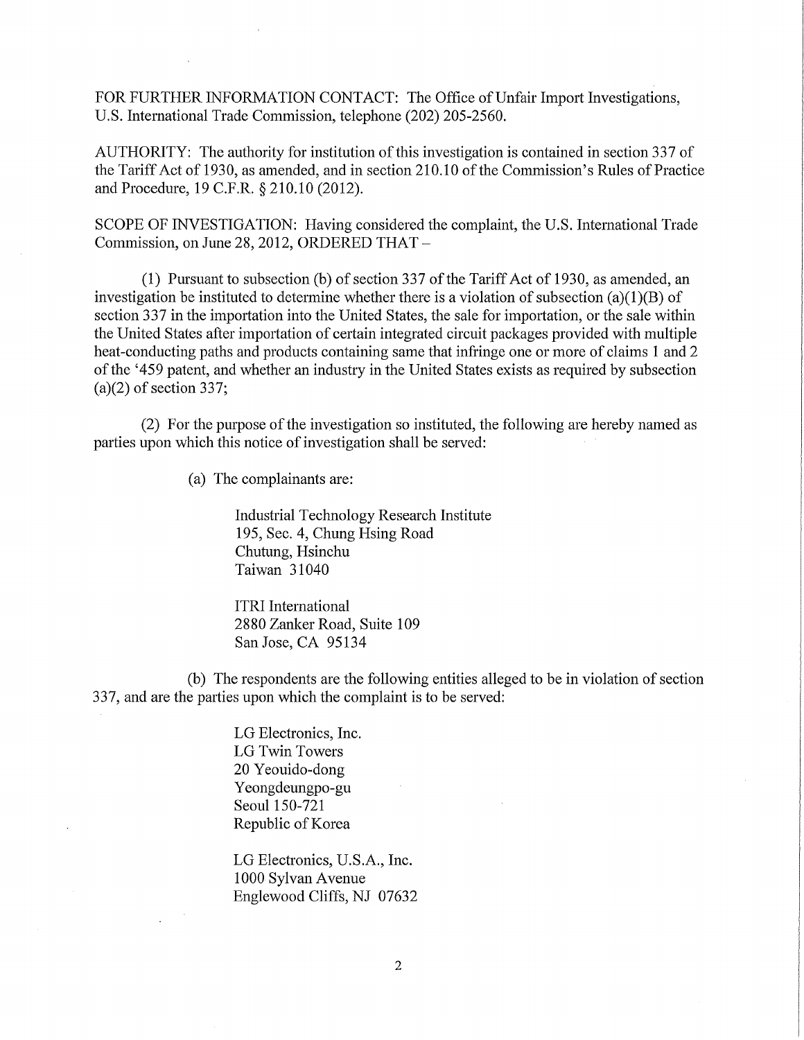FOR FURTHER INFORMATION CONTACT: The Office of Unfair Import Investigations, U.S. International Trade Commission, telephone (202) 205-2560.

AUTHORITY: The authority for institution of this investigation is contained in section 337 of the Tariff Act of 1930, as amended, and in section 210.10 of the Commission's Rules of Practice and Procedure, 19 C.F.R. § 210.10 (2012).

SCOPE OF INVESTIGATION: Having considered the complaint, the U.S. International Trade Commission, on June 28, 2012, ORDERED THAT –

(1) Pursuant to subsection (b) of section 337 of the Tariff Act of 1930, as amended, an investigation be instituted to determine whether there is a violation of subsection (a)(1)(B) of section 337 in the importation into the United States, the sale for importation, or the sale within the United States after importation of certain integrated circuit packages provided with multiple heat-conducting paths and products containing same that infringe one or more of claims 1 and 2 of the '459 patent, and whether an industry in the United States exists as required by subsection (a)(2) of section 337;

(2) For the purpose of the investigation so instituted, the following are hereby named as parties upon which this notice of investigation shall be served:

(a) The complainants are:

Industrial Technology Research Institute
195, Sec. 4, Chung Hsing Road
Chutung, Hsinchu
Taiwan 31040

ITRI International
2880 Zanker Road, Suite 109
San Jose, CA 95134

(b) The respondents are the following entities alleged to be in violation of section 337, and are the parties upon which the complaint is to be served:

LG Electronics, Inc.
LG Twin Towers
20 Yeouido-dong
Yeongdeungpo-gu
Seoul 150-721
Republic of Korea

LG Electronics, U.S.A., Inc.
1000 Sylvan Avenue
Englewood Cliffs, NJ 07632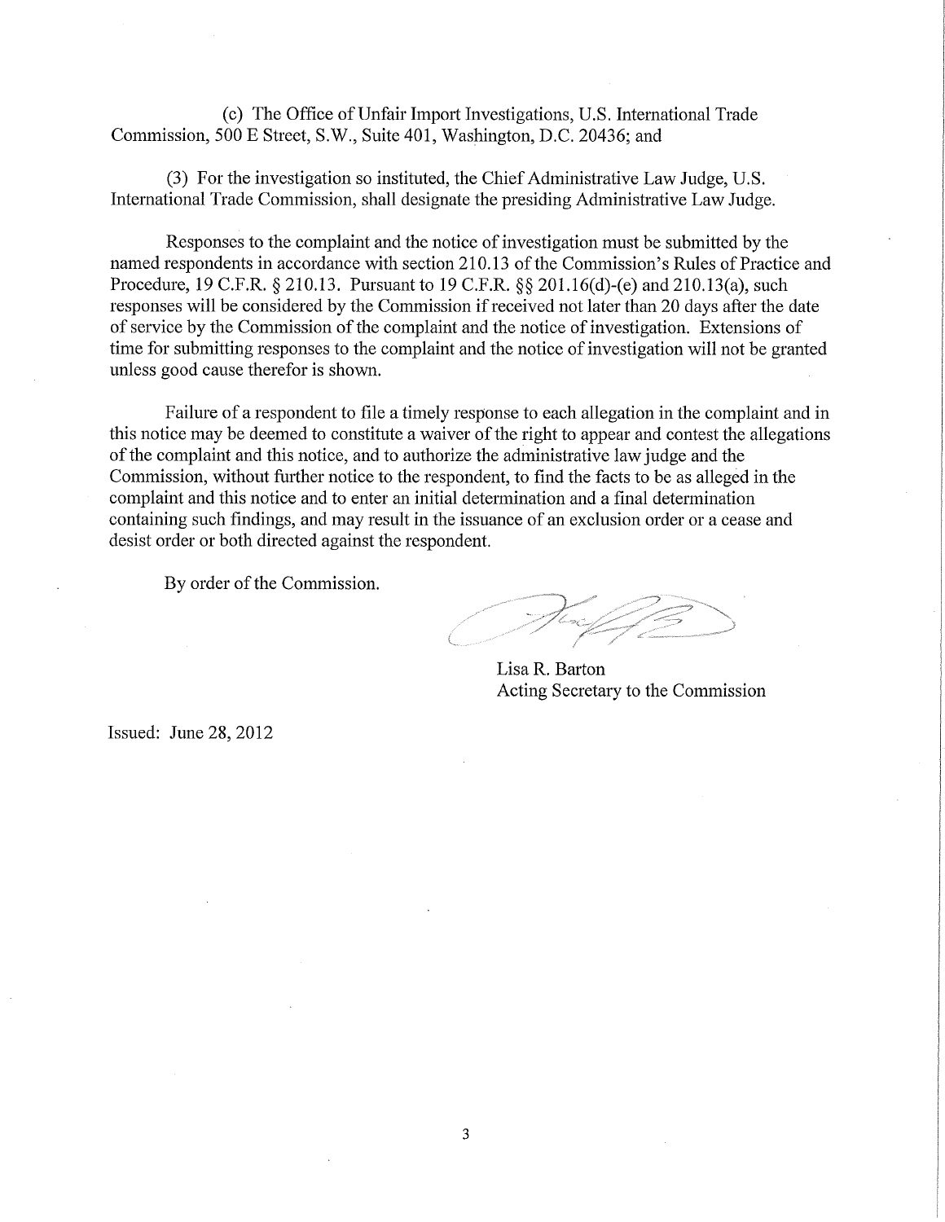(c) The Office of Unfair Import Investigations, U.S. International Trade Commission, 500 E Street, S.W., Suite 401, Washington, D.C. 20436; and

(3) For the investigation so instituted, the Chief Administrative Law Judge, U.S. International Trade Commission, shall designate the presiding Administrative Law Judge.

Responses to the complaint and the notice of investigation must be submitted by the named respondents in accordance with section 210.13 of the Commission's Rules of Practice and Procedure, 19 C.F.R. § 210.13. Pursuant to 19 C.F.R. §§ 201.16(d)-(e) and 210.13(a), such responses will be considered by the Commission if received not later than 20 days after the date of service by the Commission of the complaint and the notice of investigation. Extensions of time for submitting responses to the complaint and the notice of investigation will not be granted unless good cause therefor is shown.

Failure of a respondent to file a timely response to each allegation in the complaint and in this notice may be deemed to constitute a waiver of the right to appear and contest the allegations of the complaint and this notice, and to authorize the administrative law judge and the Commission, without further notice to the respondent, to find the facts to be as alleged in the complaint and this notice and to enter an initial determination and a final determination containing such findings, and may result in the issuance of an exclusion order or a cease and desist order or both directed against the respondent.

By order of the Commission.

Lisa R. Barton
Acting Secretary to the Commission

Issued: June 28, 2012